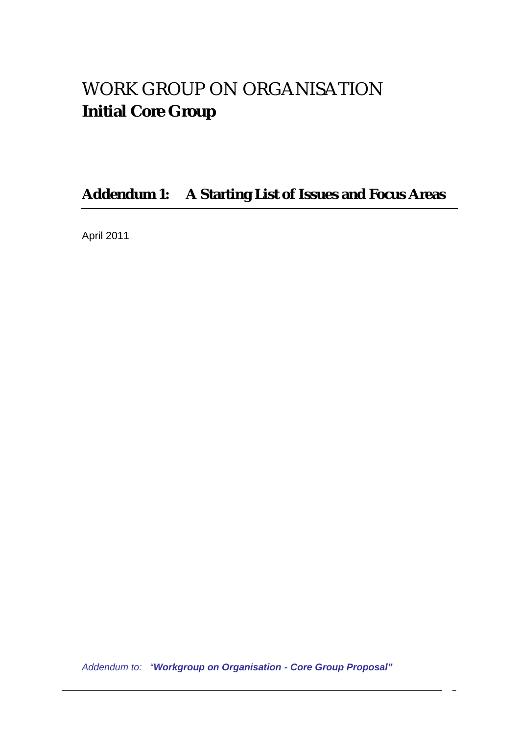# WORK GROUP ON ORGANISATION
**Initial Core Group**

## Addendum 1: A Starting List of Issues and Focus Areas

April 2011

*Addendum to: "**Workgroup on Organisation - Core Group Proposal"***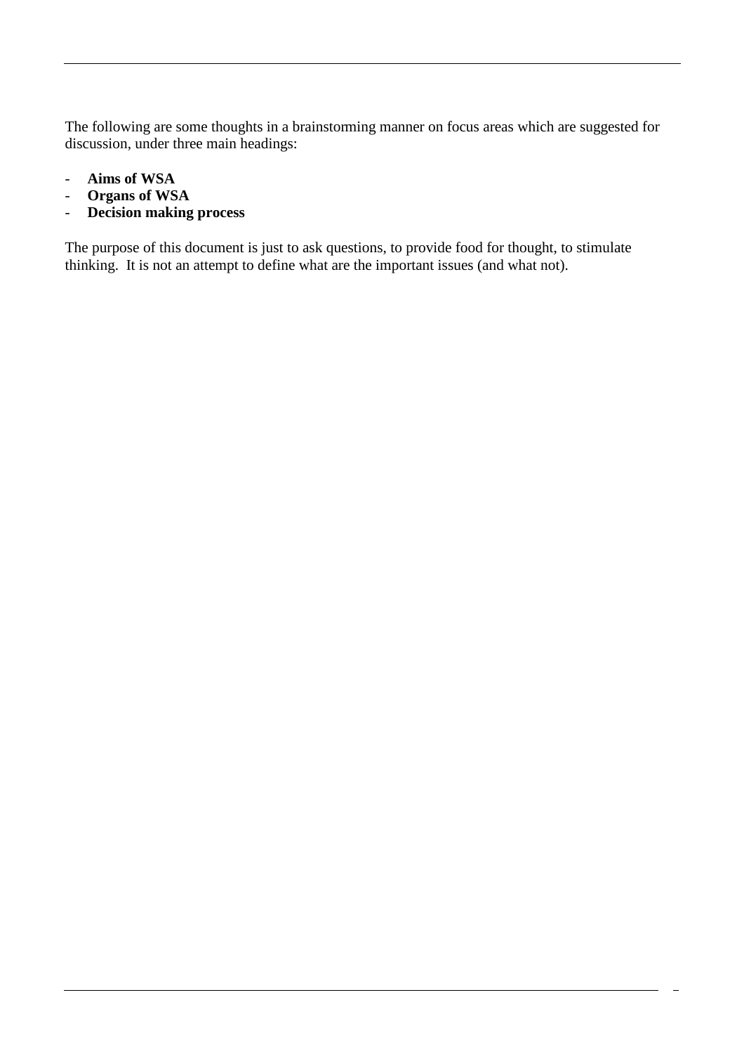The following are some thoughts in a brainstorming manner on focus areas which are suggested for discussion, under three main headings:

- **Aims of WSA**
- **Organs of WSA**
- **Decision making process**

The purpose of this document is just to ask questions, to provide food for thought, to stimulate thinking.  It is not an attempt to define what are the important issues (and what not).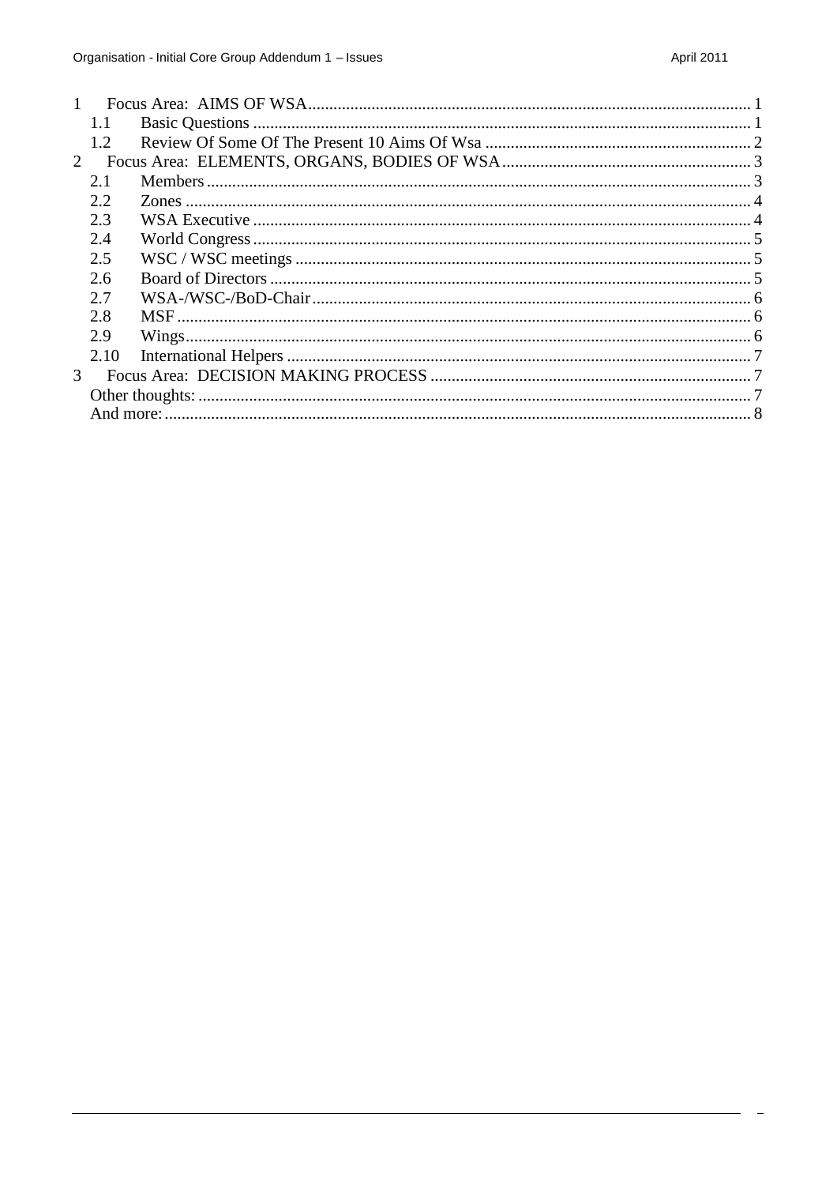1 Focus Area: AIMS OF WSA ........................................................................................................ 1
  1.1 Basic Questions ..................................................................................................................... 1
  1.2 Review Of Some Of The Present 10 Aims Of Wsa ............................................................. 2
2 Focus Area: ELEMENTS, ORGANS, BODIES OF WSA ........................................................... 3
  2.1 Members ................................................................................................................................. 3
  2.2 Zones ...................................................................................................................................... 4
  2.3 WSA Executive ...................................................................................................................... 4
  2.4 World Congress ...................................................................................................................... 5
  2.5 WSC / WSC meetings ............................................................................................................ 5
  2.6 Board of Directors .................................................................................................................. 5
  2.7 WSA-/WSC-/BoD-Chair ........................................................................................................ 6
  2.8 MSF ........................................................................................................................................ 6
  2.9 Wings ...................................................................................................................................... 6
  2.10 International Helpers ............................................................................................................ 7
3 Focus Area: DECISION MAKING PROCESS ............................................................................ 7
  Other thoughts: .............................................................................................................................. 7
  And more: ...................................................................................................................................... 8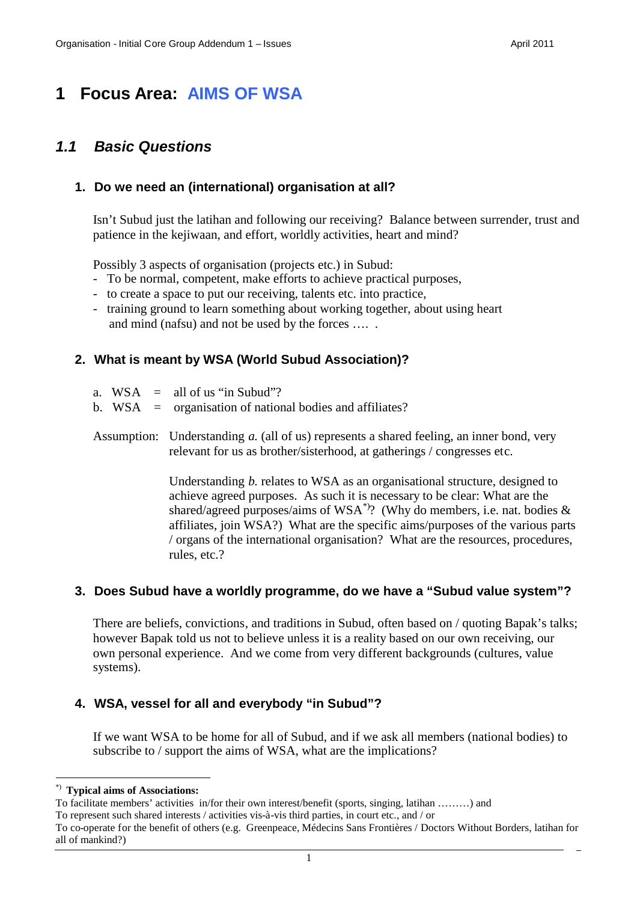# 1 Focus Area: AIMS OF WSA

## 1.1 Basic Questions

### 1. Do we need an (international) organisation at all?

Isn't Subud just the latihan and following our receiving? Balance between surrender, trust and patience in the kejiwaan, and effort, worldly activities, heart and mind?

Possibly 3 aspects of organisation (projects etc.) in Subud:

- To be normal, competent, make efforts to achieve practical purposes,
- to create a space to put our receiving, talents etc. into practice,
- training ground to learn something about working together, about using heart and mind (nafsu) and not be used by the forces …. .

### 2. What is meant by WSA (World Subud Association)?

a. WSA = all of us "in Subud"?
b. WSA = organisation of national bodies and affiliates?

Assumption: Understanding *a.* (all of us) represents a shared feeling, an inner bond, very relevant for us as brother/sisterhood, at gatherings / congresses etc.

Understanding *b.* relates to WSA as an organisational structure, designed to achieve agreed purposes. As such it is necessary to be clear: What are the shared/agreed purposes/aims of WSA[*)]? (Why do members, i.e. nat. bodies & affiliates, join WSA?) What are the specific aims/purposes of the various parts / organs of the international organisation? What are the resources, procedures, rules, etc.?

### 3. Does Subud have a worldly programme, do we have a "Subud value system"?

There are beliefs, convictions, and traditions in Subud, often based on / quoting Bapak's talks; however Bapak told us not to believe unless it is a reality based on our own receiving, our own personal experience. And we come from very different backgrounds (cultures, value systems).

### 4. WSA, vessel for all and everybody "in Subud"?

If we want WSA to be home for all of Subud, and if we ask all members (national bodies) to subscribe to / support the aims of WSA, what are the implications?

---

[*)] **Typical aims of Associations:**
To facilitate members' activities in/for their own interest/benefit (sports, singing, latihan ………) and
To represent such shared interests / activities vis-à-vis third parties, in court etc., and / or
To co-operate for the benefit of others (e.g. Greenpeace, Médecins Sans Frontières / Doctors Without Borders, latihan for all of mankind?)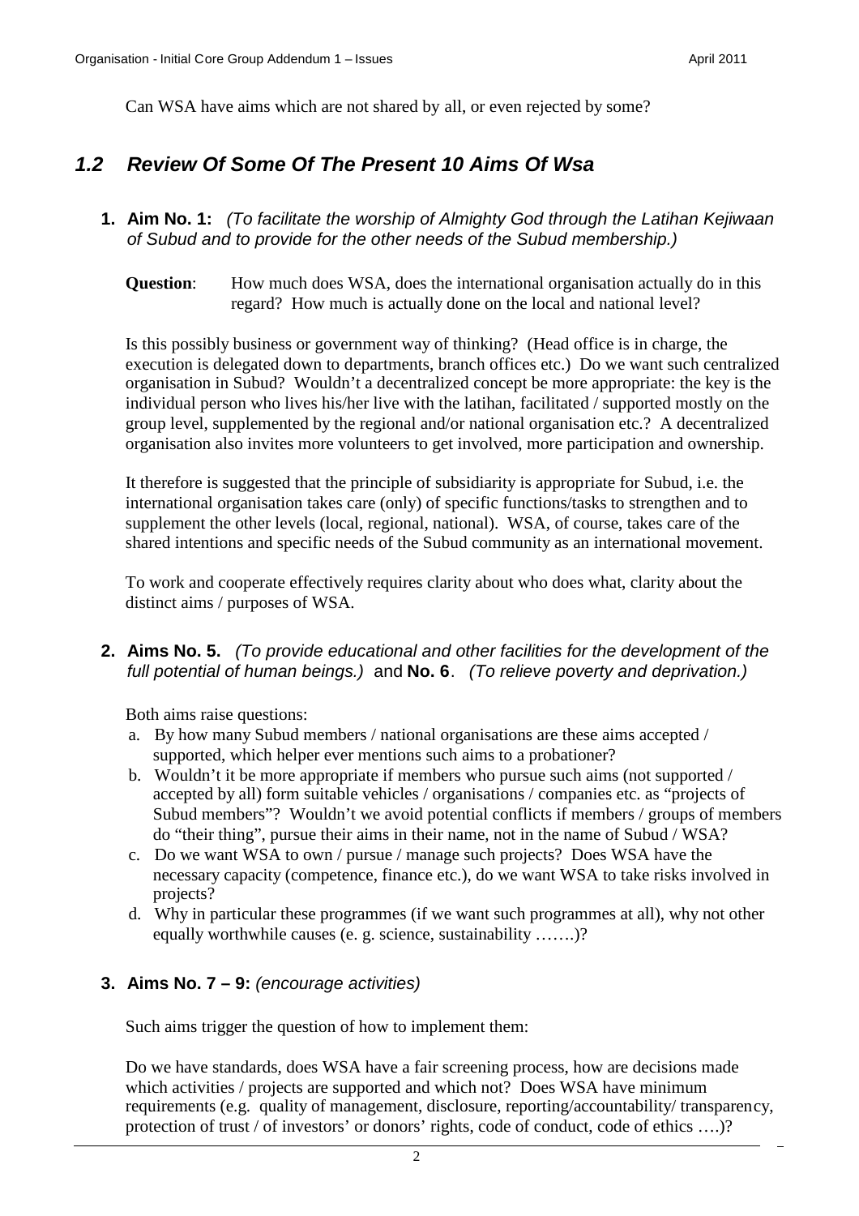Can WSA have aims which are not shared by all, or even rejected by some?

## *1.2 Review Of Some Of The Present 10 Aims Of Wsa*

1. **Aim No. 1:** *(To facilitate the worship of Almighty God through the Latihan Kejiwaan of Subud and to provide for the other needs of the Subud membership.)*

   **Question**: How much does WSA, does the international organisation actually do in this regard? How much is actually done on the local and national level?

   Is this possibly business or government way of thinking? (Head office is in charge, the execution is delegated down to departments, branch offices etc.) Do we want such centralized organisation in Subud? Wouldn't a decentralized concept be more appropriate: the key is the individual person who lives his/her live with the latihan, facilitated / supported mostly on the group level, supplemented by the regional and/or national organisation etc.? A decentralized organisation also invites more volunteers to get involved, more participation and ownership.

   It therefore is suggested that the principle of subsidiarity is appropriate for Subud, i.e. the international organisation takes care (only) of specific functions/tasks to strengthen and to supplement the other levels (local, regional, national). WSA, of course, takes care of the shared intentions and specific needs of the Subud community as an international movement.

   To work and cooperate effectively requires clarity about who does what, clarity about the distinct aims / purposes of WSA.

2. **Aims No. 5.** *(To provide educational and other facilities for the development of the full potential of human beings.)* and **No. 6**. *(To relieve poverty and deprivation.)*

   Both aims raise questions:

   a. By how many Subud members / national organisations are these aims accepted / supported, which helper ever mentions such aims to a probationer?
   b. Wouldn't it be more appropriate if members who pursue such aims (not supported / accepted by all) form suitable vehicles / organisations / companies etc. as "projects of Subud members"? Wouldn't we avoid potential conflicts if members / groups of members do "their thing", pursue their aims in their name, not in the name of Subud / WSA?
   c. Do we want WSA to own / pursue / manage such projects? Does WSA have the necessary capacity (competence, finance etc.), do we want WSA to take risks involved in projects?
   d. Why in particular these programmes (if we want such programmes at all), why not other equally worthwhile causes (e. g. science, sustainability …….)?

3. **Aims No. 7 – 9:** *(encourage activities)*

   Such aims trigger the question of how to implement them:

   Do we have standards, does WSA have a fair screening process, how are decisions made which activities / projects are supported and which not? Does WSA have minimum requirements (e.g. quality of management, disclosure, reporting/accountability/ transparency, protection of trust / of investors' or donors' rights, code of conduct, code of ethics ….)?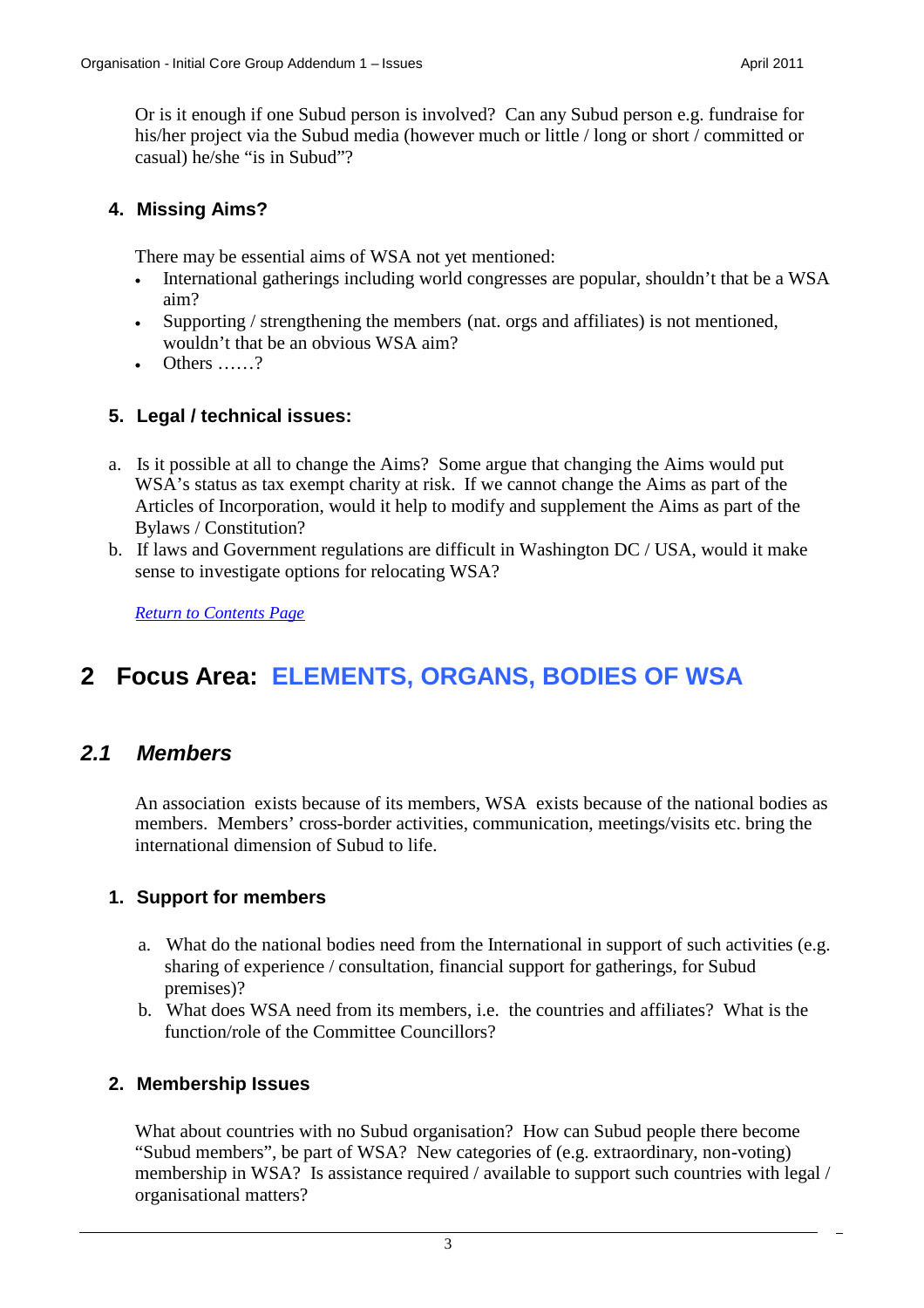Or is it enough if one Subud person is involved? Can any Subud person e.g. fundraise for his/her project via the Subud media (however much or little / long or short / committed or casual) he/she "is in Subud"?

### 4. Missing Aims?

There may be essential aims of WSA not yet mentioned:

- International gatherings including world congresses are popular, shouldn't that be a WSA aim?
- Supporting / strengthening the members (nat. orgs and affiliates) is not mentioned, wouldn't that be an obvious WSA aim?
- Others ……?

### 5. Legal / technical issues:

a. Is it possible at all to change the Aims? Some argue that changing the Aims would put WSA's status as tax exempt charity at risk. If we cannot change the Aims as part of the Articles of Incorporation, would it help to modify and supplement the Aims as part of the Bylaws / Constitution?

b. If laws and Government regulations are difficult in Washington DC / USA, would it make sense to investigate options for relocating WSA?

*Return to Contents Page*

# 2 Focus Area: ELEMENTS, ORGANS, BODIES OF WSA

## *2.1 Members*

An association exists because of its members, WSA exists because of the national bodies as members. Members' cross-border activities, communication, meetings/visits etc. bring the international dimension of Subud to life.

### 1. Support for members

a. What do the national bodies need from the International in support of such activities (e.g. sharing of experience / consultation, financial support for gatherings, for Subud premises)?

b. What does WSA need from its members, i.e. the countries and affiliates? What is the function/role of the Committee Councillors?

### 2. Membership Issues

What about countries with no Subud organisation? How can Subud people there become "Subud members", be part of WSA? New categories of (e.g. extraordinary, non-voting) membership in WSA? Is assistance required / available to support such countries with legal / organisational matters?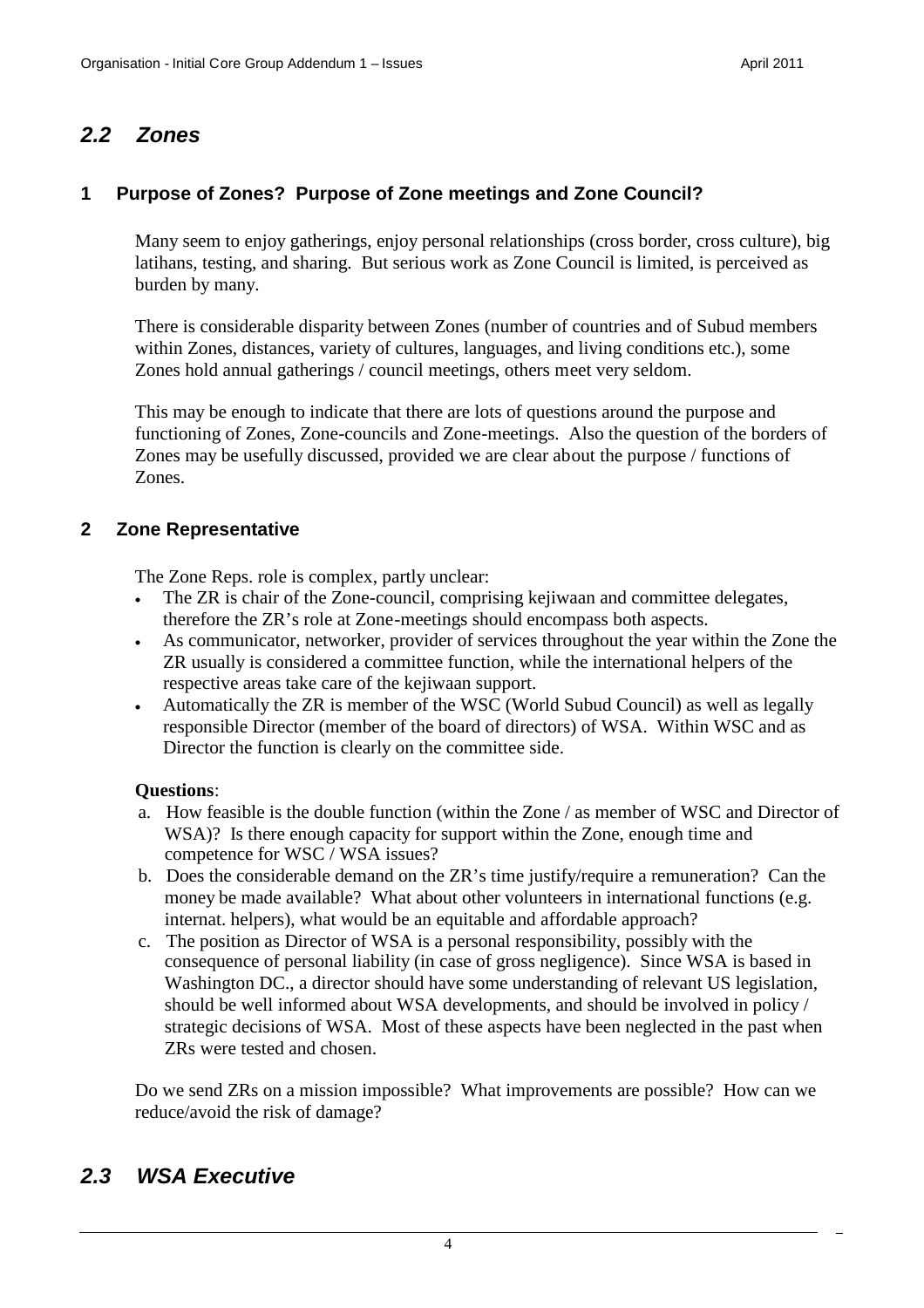## *2.2 Zones*

### 1 Purpose of Zones? Purpose of Zone meetings and Zone Council?

Many seem to enjoy gatherings, enjoy personal relationships (cross border, cross culture), big latihans, testing, and sharing. But serious work as Zone Council is limited, is perceived as burden by many.

There is considerable disparity between Zones (number of countries and of Subud members within Zones, distances, variety of cultures, languages, and living conditions etc.), some Zones hold annual gatherings / council meetings, others meet very seldom.

This may be enough to indicate that there are lots of questions around the purpose and functioning of Zones, Zone-councils and Zone-meetings. Also the question of the borders of Zones may be usefully discussed, provided we are clear about the purpose / functions of Zones.

### 2 Zone Representative

The Zone Reps. role is complex, partly unclear:

- The ZR is chair of the Zone-council, comprising kejiwaan and committee delegates, therefore the ZR's role at Zone-meetings should encompass both aspects.
- As communicator, networker, provider of services throughout the year within the Zone the ZR usually is considered a committee function, while the international helpers of the respective areas take care of the kejiwaan support.
- Automatically the ZR is member of the WSC (World Subud Council) as well as legally responsible Director (member of the board of directors) of WSA. Within WSC and as Director the function is clearly on the committee side.

**Questions**:

a. How feasible is the double function (within the Zone / as member of WSC and Director of WSA)? Is there enough capacity for support within the Zone, enough time and competence for WSC / WSA issues?
b. Does the considerable demand on the ZR's time justify/require a remuneration? Can the money be made available? What about other volunteers in international functions (e.g. internat. helpers), what would be an equitable and affordable approach?
c. The position as Director of WSA is a personal responsibility, possibly with the consequence of personal liability (in case of gross negligence). Since WSA is based in Washington DC., a director should have some understanding of relevant US legislation, should be well informed about WSA developments, and should be involved in policy / strategic decisions of WSA. Most of these aspects have been neglected in the past when ZRs were tested and chosen.

Do we send ZRs on a mission impossible? What improvements are possible? How can we reduce/avoid the risk of damage?

## *2.3 WSA Executive*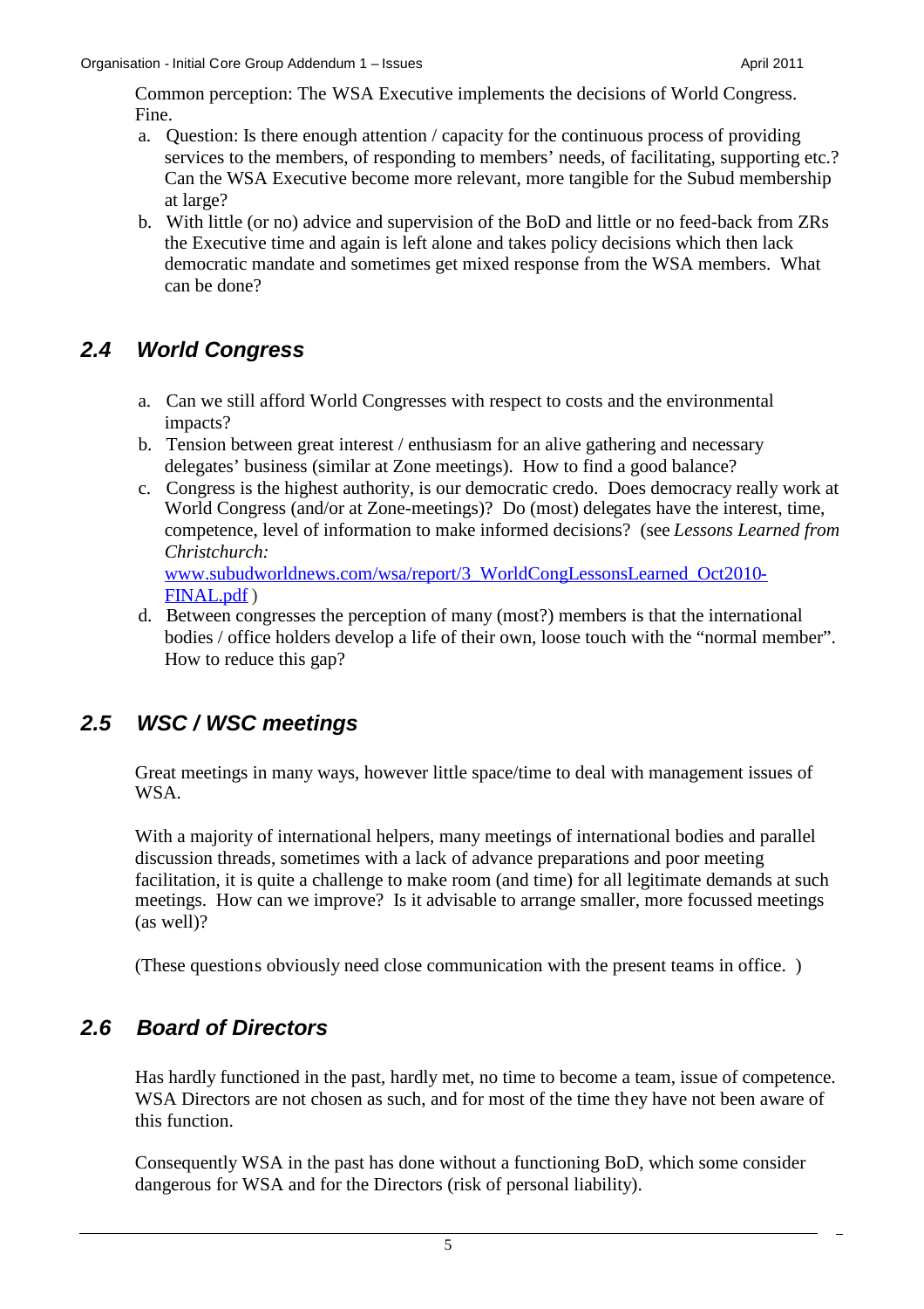Common perception: The WSA Executive implements the decisions of World Congress. Fine.

a. Question: Is there enough attention / capacity for the continuous process of providing services to the members, of responding to members' needs, of facilitating, supporting etc.? Can the WSA Executive become more relevant, more tangible for the Subud membership at large?
b. With little (or no) advice and supervision of the BoD and little or no feed-back from ZRs the Executive time and again is left alone and takes policy decisions which then lack democratic mandate and sometimes get mixed response from the WSA members. What can be done?

## *2.4 World Congress*

a. Can we still afford World Congresses with respect to costs and the environmental impacts?
b. Tension between great interest / enthusiasm for an alive gathering and necessary delegates' business (similar at Zone meetings). How to find a good balance?
c. Congress is the highest authority, is our democratic credo. Does democracy really work at World Congress (and/or at Zone-meetings)? Do (most) delegates have the interest, time, competence, level of information to make informed decisions? (see *Lessons Learned from Christchurch:* [www.subudworldnews.com/wsa/report/3_WorldCongLessonsLearned_Oct2010-FINAL.pdf](www.subudworldnews.com/wsa/report/3_WorldCongLessonsLearned_Oct2010-FINAL.pdf) )
d. Between congresses the perception of many (most?) members is that the international bodies / office holders develop a life of their own, loose touch with the "normal member". How to reduce this gap?

## *2.5 WSC / WSC meetings*

Great meetings in many ways, however little space/time to deal with management issues of WSA.

With a majority of international helpers, many meetings of international bodies and parallel discussion threads, sometimes with a lack of advance preparations and poor meeting facilitation, it is quite a challenge to make room (and time) for all legitimate demands at such meetings. How can we improve? Is it advisable to arrange smaller, more focussed meetings (as well)?

(These questions obviously need close communication with the present teams in office. )

## *2.6 Board of Directors*

Has hardly functioned in the past, hardly met, no time to become a team, issue of competence. WSA Directors are not chosen as such, and for most of the time they have not been aware of this function.

Consequently WSA in the past has done without a functioning BoD, which some consider dangerous for WSA and for the Directors (risk of personal liability).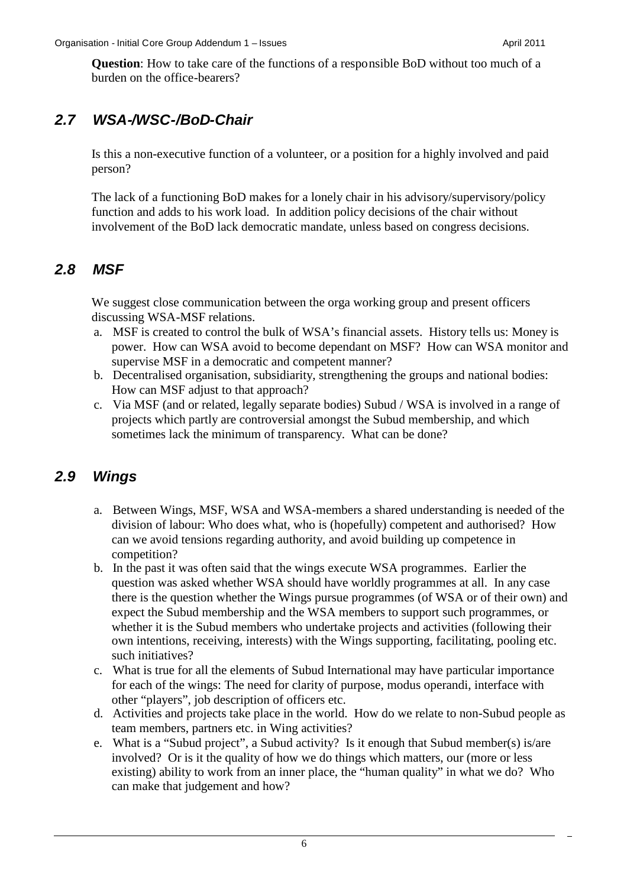**Question**: How to take care of the functions of a responsible BoD without too much of a burden on the office-bearers?

## *2.7 WSA-/WSC-/BoD-Chair*

Is this a non-executive function of a volunteer, or a position for a highly involved and paid person?

The lack of a functioning BoD makes for a lonely chair in his advisory/supervisory/policy function and adds to his work load. In addition policy decisions of the chair without involvement of the BoD lack democratic mandate, unless based on congress decisions.

## *2.8 MSF*

We suggest close communication between the orga working group and present officers discussing WSA-MSF relations.

a. MSF is created to control the bulk of WSA's financial assets. History tells us: Money is power. How can WSA avoid to become dependant on MSF? How can WSA monitor and supervise MSF in a democratic and competent manner?
b. Decentralised organisation, subsidiarity, strengthening the groups and national bodies: How can MSF adjust to that approach?
c. Via MSF (and or related, legally separate bodies) Subud / WSA is involved in a range of projects which partly are controversial amongst the Subud membership, and which sometimes lack the minimum of transparency. What can be done?

## *2.9 Wings*

a. Between Wings, MSF, WSA and WSA-members a shared understanding is needed of the division of labour: Who does what, who is (hopefully) competent and authorised? How can we avoid tensions regarding authority, and avoid building up competence in competition?
b. In the past it was often said that the wings execute WSA programmes. Earlier the question was asked whether WSA should have worldly programmes at all. In any case there is the question whether the Wings pursue programmes (of WSA or of their own) and expect the Subud membership and the WSA members to support such programmes, or whether it is the Subud members who undertake projects and activities (following their own intentions, receiving, interests) with the Wings supporting, facilitating, pooling etc. such initiatives?
c. What is true for all the elements of Subud International may have particular importance for each of the wings: The need for clarity of purpose, modus operandi, interface with other "players", job description of officers etc.
d. Activities and projects take place in the world. How do we relate to non-Subud people as team members, partners etc. in Wing activities?
e. What is a "Subud project", a Subud activity? Is it enough that Subud member(s) is/are involved? Or is it the quality of how we do things which matters, our (more or less existing) ability to work from an inner place, the "human quality" in what we do? Who can make that judgement and how?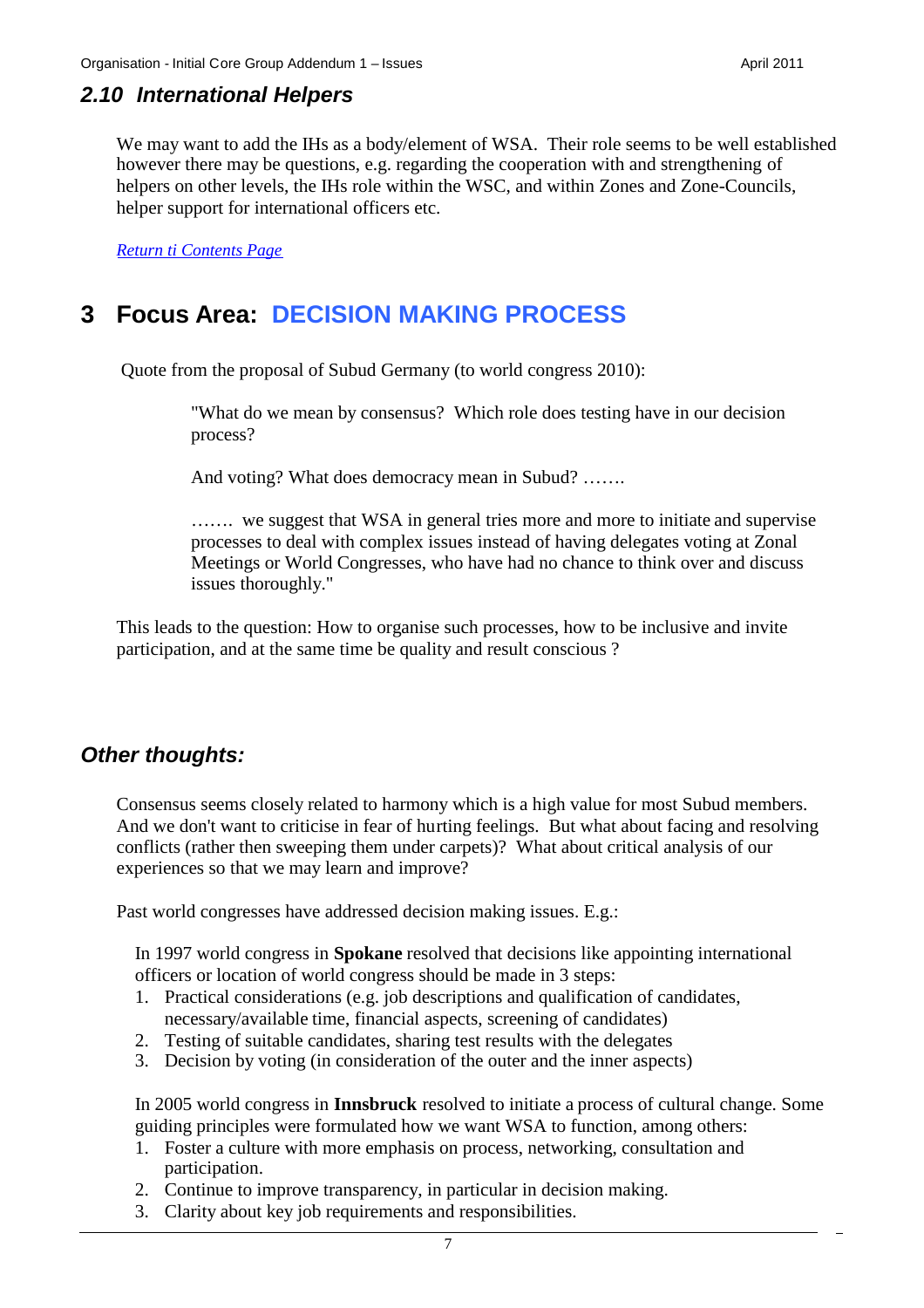### *2.10 International Helpers*

We may want to add the IHs as a body/element of WSA. Their role seems to be well established however there may be questions, e.g. regarding the cooperation with and strengthening of helpers on other levels, the IHs role within the WSC, and within Zones and Zone-Councils, helper support for international officers etc.

*Return ti Contents Page*

## 3 Focus Area: DECISION MAKING PROCESS

Quote from the proposal of Subud Germany (to world congress 2010):

> "What do we mean by consensus? Which role does testing have in our decision process?
>
> And voting? What does democracy mean in Subud? …….
>
> ……. we suggest that WSA in general tries more and more to initiate and supervise processes to deal with complex issues instead of having delegates voting at Zonal Meetings or World Congresses, who have had no chance to think over and discuss issues thoroughly."

This leads to the question: How to organise such processes, how to be inclusive and invite participation, and at the same time be quality and result conscious ?

### *Other thoughts:*

Consensus seems closely related to harmony which is a high value for most Subud members. And we don't want to criticise in fear of hurting feelings. But what about facing and resolving conflicts (rather then sweeping them under carpets)? What about critical analysis of our experiences so that we may learn and improve?

Past world congresses have addressed decision making issues. E.g.:

In 1997 world congress in **Spokane** resolved that decisions like appointing international officers or location of world congress should be made in 3 steps:

1. Practical considerations (e.g. job descriptions and qualification of candidates, necessary/available time, financial aspects, screening of candidates)
2. Testing of suitable candidates, sharing test results with the delegates
3. Decision by voting (in consideration of the outer and the inner aspects)

In 2005 world congress in **Innsbruck** resolved to initiate a process of cultural change. Some guiding principles were formulated how we want WSA to function, among others:

1. Foster a culture with more emphasis on process, networking, consultation and participation.
2. Continue to improve transparency, in particular in decision making.
3. Clarity about key job requirements and responsibilities.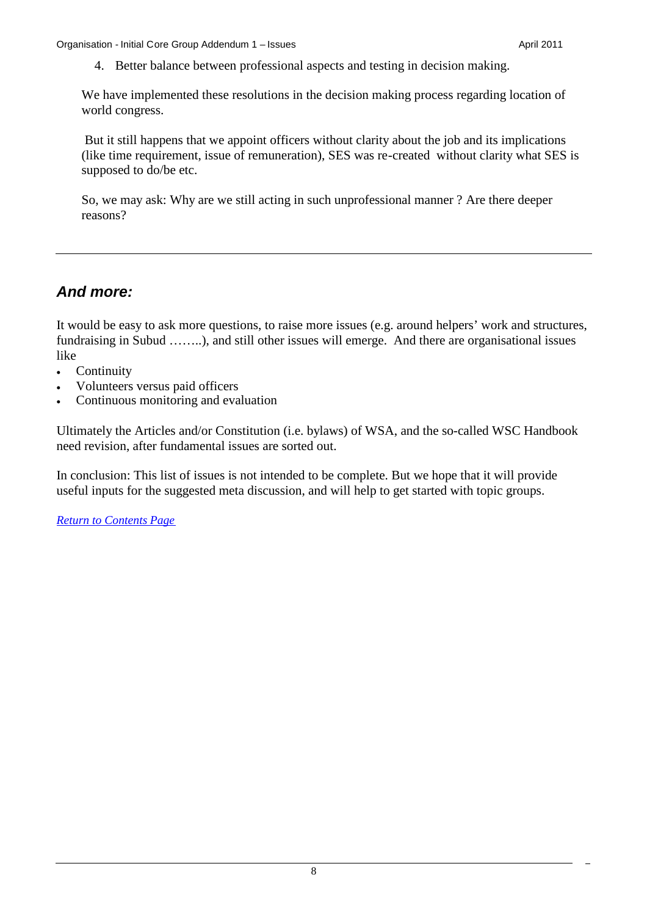4. Better balance between professional aspects and testing in decision making.

We have implemented these resolutions in the decision making process regarding location of world congress.

But it still happens that we appoint officers without clarity about the job and its implications (like time requirement, issue of remuneration), SES was re-created without clarity what SES is supposed to do/be etc.

So, we may ask: Why are we still acting in such unprofessional manner ? Are there deeper reasons?

---

## *And more:*

It would be easy to ask more questions, to raise more issues (e.g. around helpers' work and structures, fundraising in Subud ……..), and still other issues will emerge. And there are organisational issues like

- Continuity
- Volunteers versus paid officers
- Continuous monitoring and evaluation

Ultimately the Articles and/or Constitution (i.e. bylaws) of WSA, and the so-called WSC Handbook need revision, after fundamental issues are sorted out.

In conclusion: This list of issues is not intended to be complete. But we hope that it will provide useful inputs for the suggested meta discussion, and will help to get started with topic groups.

*Return to Contents Page*